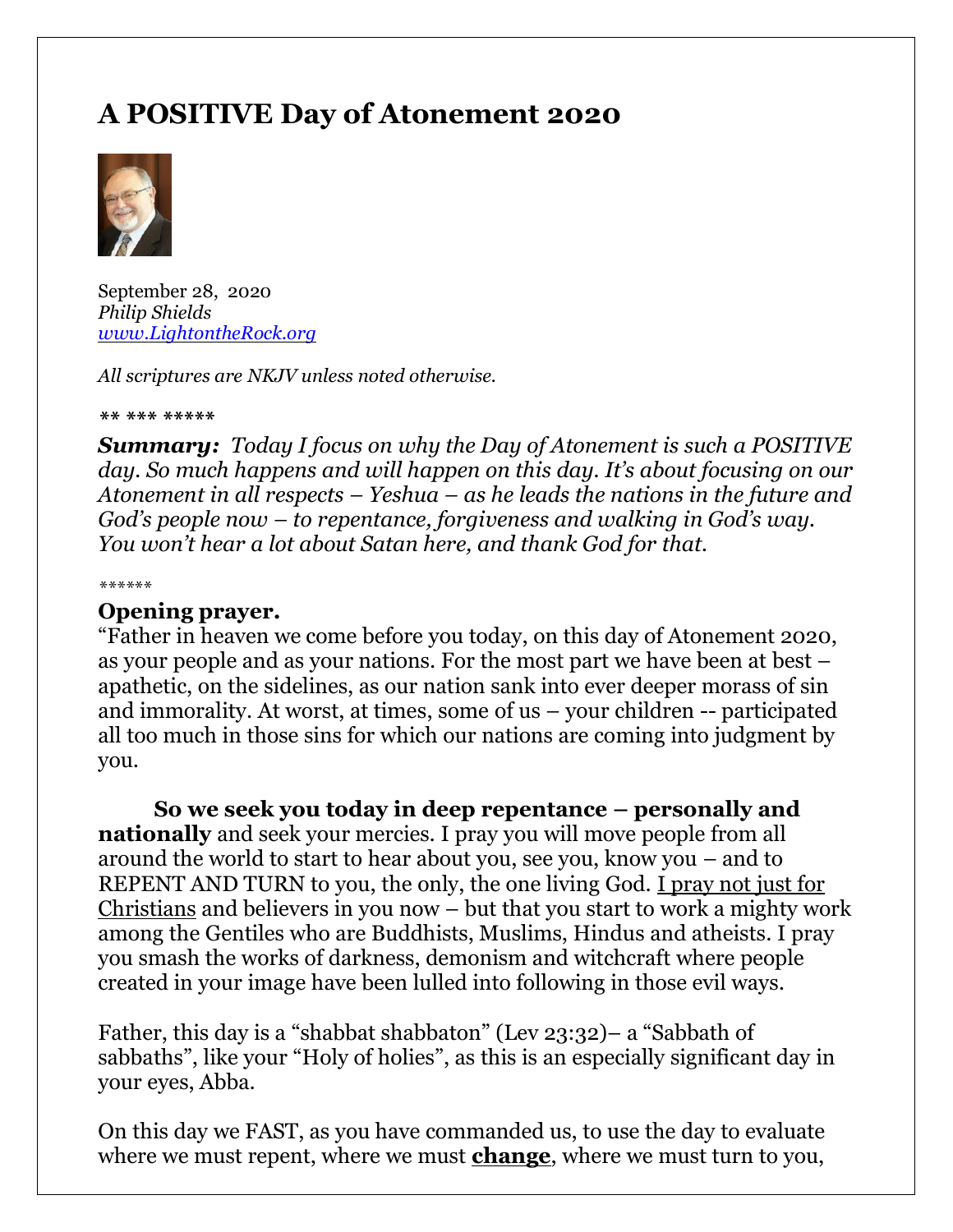# A POSITIVE Day of Atonement 2020

September 28, 2020
*Philip Shields*
*[www.LightontheRock.org](http://www.LightontheRock.org)*

*All scriptures are NKJV unless noted otherwise.*

*\*\* \*\*\* \*\*\*\*\**

***Summary:** Today I focus on why the Day of Atonement is such a POSITIVE day. So much happens and will happen on this day. It's about focusing on our Atonement in all respects – Yeshua – as he leads the nations in the future and God's people now – to repentance, forgiveness and walking in God's way. You won't hear a lot about Satan here, and thank God for that.*

*\*\*\*\*\*\**

**Opening prayer.**

"Father in heaven we come before you today, on this day of Atonement 2020, as your people and as your nations. For the most part we have been at best – apathetic, on the sidelines, as our nation sank into ever deeper morass of sin and immorality. At worst, at times, some of us – your children -- participated all too much in those sins for which our nations are coming into judgment by you.

**So we seek you today in deep repentance – personally and nationally** and seek your mercies. I pray you will move people from all around the world to start to hear about you, see you, know you – and to REPENT AND TURN to you, the only, the one living God. <u>I pray not just for Christians</u> and believers in you now – but that you start to work a mighty work among the Gentiles who are Buddhists, Muslims, Hindus and atheists. I pray you smash the works of darkness, demonism and witchcraft where people created in your image have been lulled into following in those evil ways.

Father, this day is a "shabbat shabbaton" (Lev 23:32)– a "Sabbath of sabbaths", like your "Holy of holies", as this is an especially significant day in your eyes, Abba.

On this day we FAST, as you have commanded us, to use the day to evaluate where we must repent, where we must **<u>change</u>**, where we must turn to you,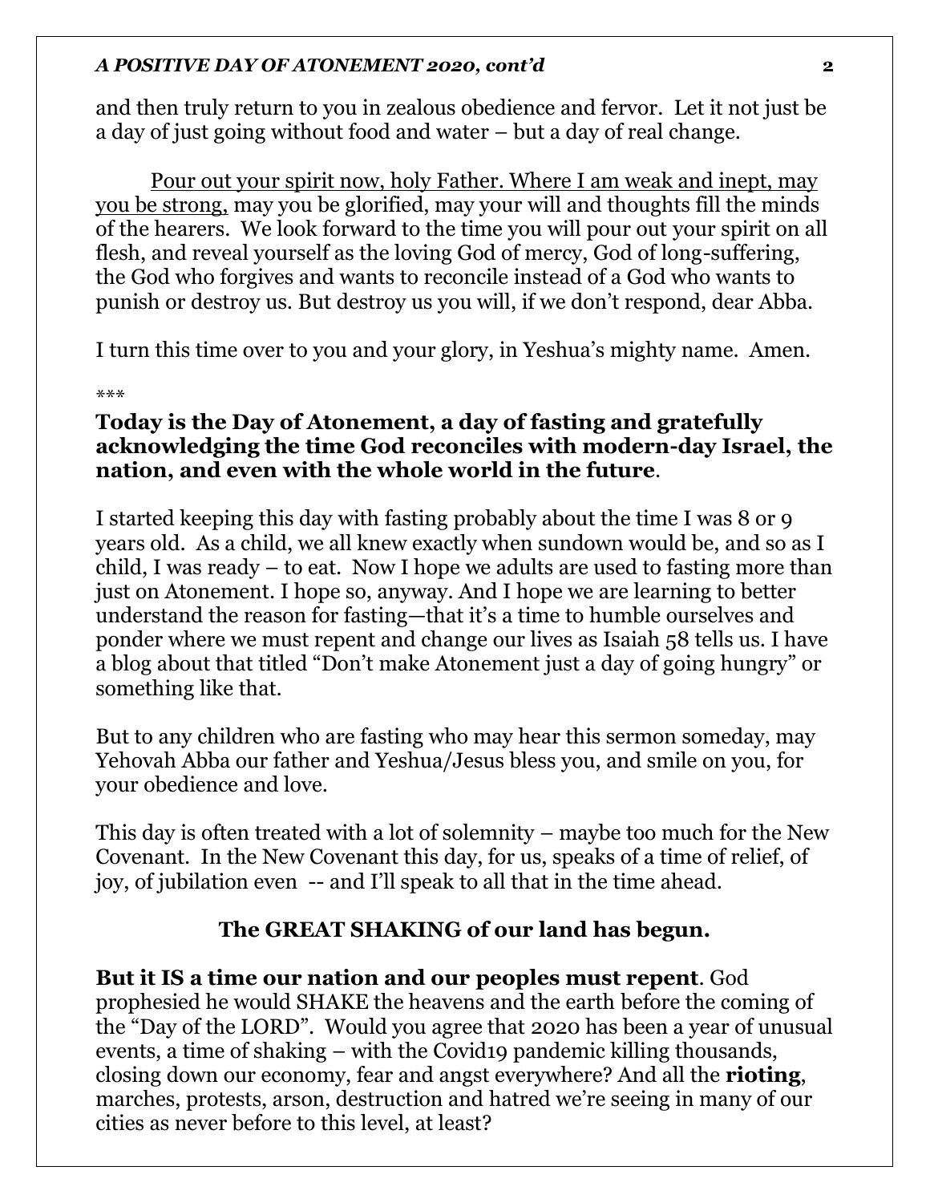and then truly return to you in zealous obedience and fervor. Let it not just be a day of just going without food and water – but a day of real change.

Pour out your spirit now, holy Father. Where I am weak and inept, may you be strong, may you be glorified, may your will and thoughts fill the minds of the hearers. We look forward to the time you will pour out your spirit on all flesh, and reveal yourself as the loving God of mercy, God of long-suffering, the God who forgives and wants to reconcile instead of a God who wants to punish or destroy us. But destroy us you will, if we don't respond, dear Abba.

I turn this time over to you and your glory, in Yeshua's mighty name. Amen.

\*\*\*

**Today is the Day of Atonement, a day of fasting and gratefully acknowledging the time God reconciles with modern-day Israel, the nation, and even with the whole world in the future**.

I started keeping this day with fasting probably about the time I was 8 or 9 years old. As a child, we all knew exactly when sundown would be, and so as I child, I was ready – to eat. Now I hope we adults are used to fasting more than just on Atonement. I hope so, anyway. And I hope we are learning to better understand the reason for fasting—that it's a time to humble ourselves and ponder where we must repent and change our lives as Isaiah 58 tells us. I have a blog about that titled "Don't make Atonement just a day of going hungry" or something like that.

But to any children who are fasting who may hear this sermon someday, may Yehovah Abba our father and Yeshua/Jesus bless you, and smile on you, for your obedience and love.

This day is often treated with a lot of solemnity – maybe too much for the New Covenant. In the New Covenant this day, for us, speaks of a time of relief, of joy, of jubilation even -- and I'll speak to all that in the time ahead.

**The GREAT SHAKING of our land has begun.**

**But it IS a time our nation and our peoples must repent**. God prophesied he would SHAKE the heavens and the earth before the coming of the "Day of the LORD". Would you agree that 2020 has been a year of unusual events, a time of shaking – with the Covid19 pandemic killing thousands, closing down our economy, fear and angst everywhere? And all the **rioting**, marches, protests, arson, destruction and hatred we're seeing in many of our cities as never before to this level, at least?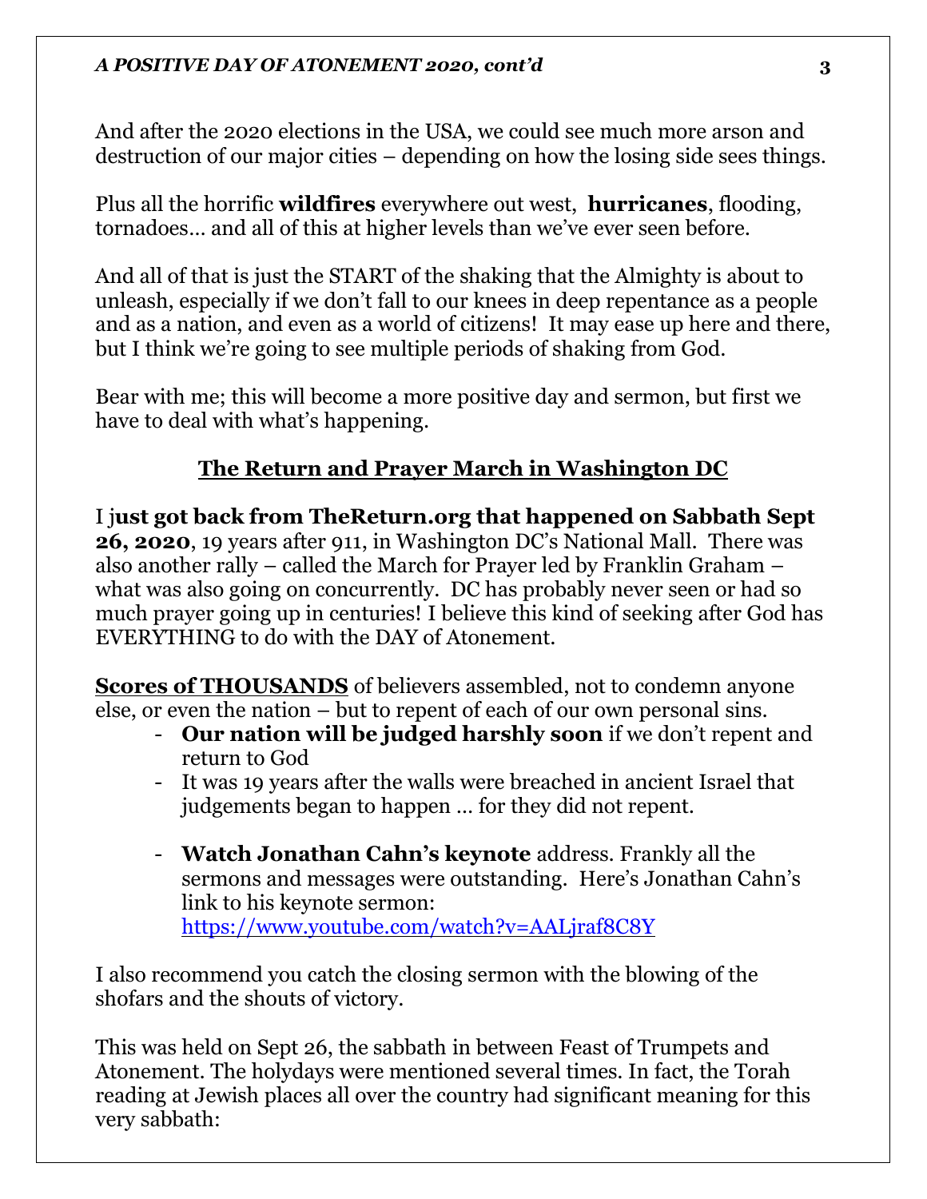And after the 2020 elections in the USA, we could see much more arson and destruction of our major cities – depending on how the losing side sees things.

Plus all the horrific **wildfires** everywhere out west, **hurricanes**, flooding, tornadoes… and all of this at higher levels than we've ever seen before.

And all of that is just the START of the shaking that the Almighty is about to unleash, especially if we don't fall to our knees in deep repentance as a people and as a nation, and even as a world of citizens! It may ease up here and there, but I think we're going to see multiple periods of shaking from God.

Bear with me; this will become a more positive day and sermon, but first we have to deal with what's happening.

## The Return and Prayer March in Washington DC

I j**ust got back from TheReturn.org that happened on Sabbath Sept 26, 2020**, 19 years after 911, in Washington DC's National Mall. There was also another rally – called the March for Prayer led by Franklin Graham – what was also going on concurrently. DC has probably never seen or had so much prayer going up in centuries! I believe this kind of seeking after God has EVERYTHING to do with the DAY of Atonement.

**Scores of THOUSANDS** of believers assembled, not to condemn anyone else, or even the nation – but to repent of each of our own personal sins.

- **Our nation will be judged harshly soon** if we don't repent and return to God
- It was 19 years after the walls were breached in ancient Israel that judgements began to happen … for they did not repent.
- **Watch Jonathan Cahn's keynote** address. Frankly all the sermons and messages were outstanding. Here's Jonathan Cahn's link to his keynote sermon: https://www.youtube.com/watch?v=AALjraf8C8Y

I also recommend you catch the closing sermon with the blowing of the shofars and the shouts of victory.

This was held on Sept 26, the sabbath in between Feast of Trumpets and Atonement. The holydays were mentioned several times. In fact, the Torah reading at Jewish places all over the country had significant meaning for this very sabbath: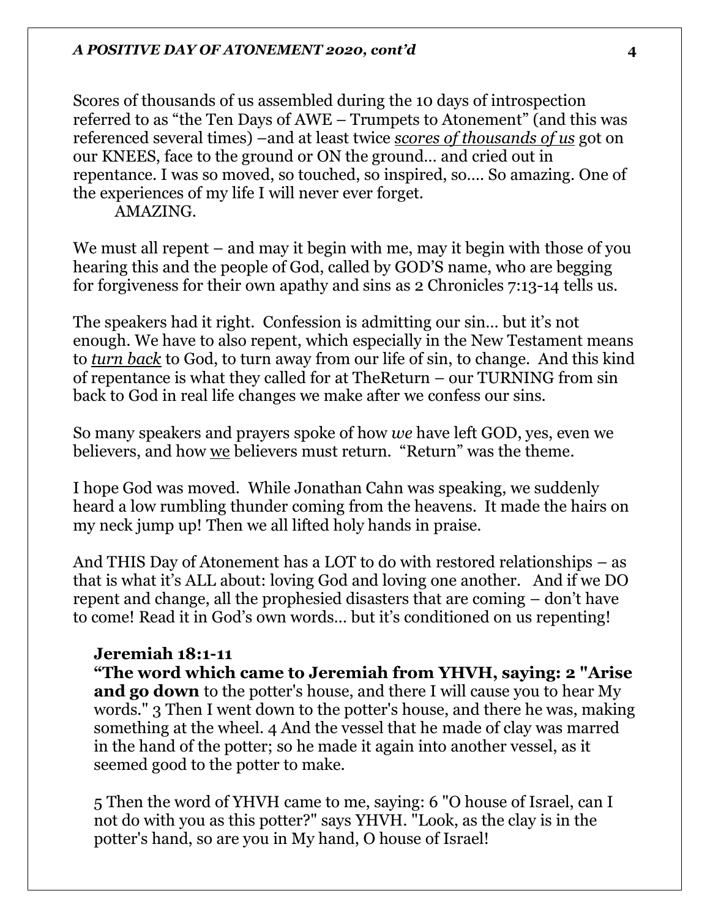Scores of thousands of us assembled during the 10 days of introspection referred to as "the Ten Days of AWE – Trumpets to Atonement" (and this was referenced several times) –and at least twice ***scores of thousands of us*** got on our KNEES, face to the ground or ON the ground… and cried out in repentance. I was so moved, so touched, so inspired, so…. So amazing. One of the experiences of my life I will never ever forget.

AMAZING.

We must all repent – and may it begin with me, may it begin with those of you hearing this and the people of God, called by GOD'S name, who are begging for forgiveness for their own apathy and sins as 2 Chronicles 7:13-14 tells us.

The speakers had it right. Confession is admitting our sin… but it's not enough. We have to also repent, which especially in the New Testament means to ***turn back*** to God, to turn away from our life of sin, to change. And this kind of repentance is what they called for at TheReturn – our TURNING from sin back to God in real life changes we make after we confess our sins.

So many speakers and prayers spoke of how *we* have left GOD, yes, even we believers, and how we believers must return. "Return" was the theme.

I hope God was moved. While Jonathan Cahn was speaking, we suddenly heard a low rumbling thunder coming from the heavens. It made the hairs on my neck jump up! Then we all lifted holy hands in praise.

And THIS Day of Atonement has a LOT to do with restored relationships – as that is what it's ALL about: loving God and loving one another. And if we DO repent and change, all the prophesied disasters that are coming – don't have to come! Read it in God's own words… but it's conditioned on us repenting!

**Jeremiah 18:1-11**

**"The word which came to Jeremiah from YHVH, saying: 2 "Arise and go down** to the potter's house, and there I will cause you to hear My words." 3 Then I went down to the potter's house, and there he was, making something at the wheel. 4 And the vessel that he made of clay was marred in the hand of the potter; so he made it again into another vessel, as it seemed good to the potter to make.

5 Then the word of YHVH came to me, saying: 6 "O house of Israel, can I not do with you as this potter?" says YHVH. "Look, as the clay is in the potter's hand, so are you in My hand, O house of Israel!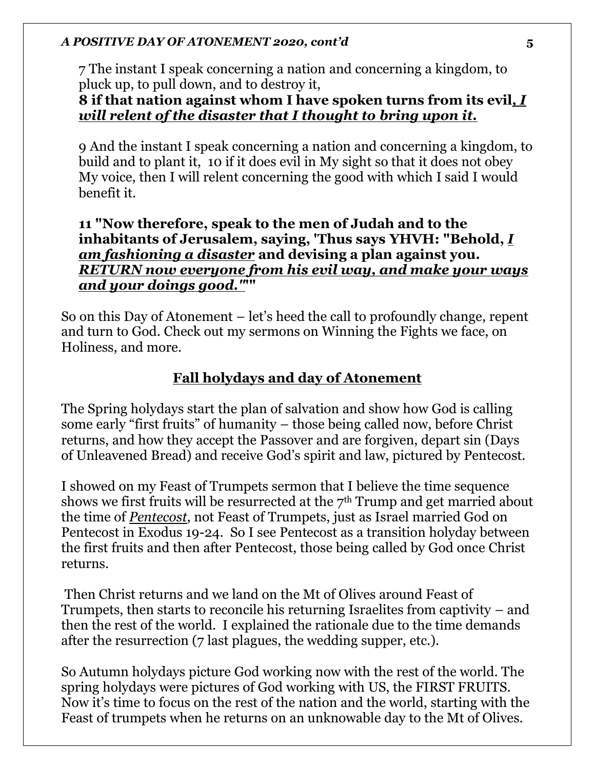7 The instant I speak concerning a nation and concerning a kingdom, to pluck up, to pull down, and to destroy it,

**8 if that nation against whom I have spoken turns from its evil, *<u>I will relent of the disaster that I thought to bring upon it.</u>***

9 And the instant I speak concerning a nation and concerning a kingdom, to build and to plant it, 10 if it does evil in My sight so that it does not obey My voice, then I will relent concerning the good with which I said I would benefit it.

**11 "Now therefore, speak to the men of Judah and to the inhabitants of Jerusalem, saying, 'Thus says YHVH: "Behold, *<u>I am fashioning a disaster</u>* and devising a plan against you. *<u>RETURN now everyone from his evil way, and make your ways and your doings good."</u>*"**

So on this Day of Atonement – let's heed the call to profoundly change, repent and turn to God. Check out my sermons on Winning the Fights we face, on Holiness, and more.

## <u>Fall holydays and day of Atonement</u>

The Spring holydays start the plan of salvation and show how God is calling some early "first fruits" of humanity – those being called now, before Christ returns, and how they accept the Passover and are forgiven, depart sin (Days of Unleavened Bread) and receive God's spirit and law, pictured by Pentecost.

I showed on my Feast of Trumpets sermon that I believe the time sequence shows we first fruits will be resurrected at the 7th Trump and get married about the time of ***<u>Pentecost</u>***, not Feast of Trumpets, just as Israel married God on Pentecost in Exodus 19-24. So I see Pentecost as a transition holyday between the first fruits and then after Pentecost, those being called by God once Christ returns.

Then Christ returns and we land on the Mt of Olives around Feast of Trumpets, then starts to reconcile his returning Israelites from captivity – and then the rest of the world. I explained the rationale due to the time demands after the resurrection (7 last plagues, the wedding supper, etc.).

So Autumn holydays picture God working now with the rest of the world. The spring holydays were pictures of God working with US, the FIRST FRUITS. Now it's time to focus on the rest of the nation and the world, starting with the Feast of trumpets when he returns on an unknowable day to the Mt of Olives.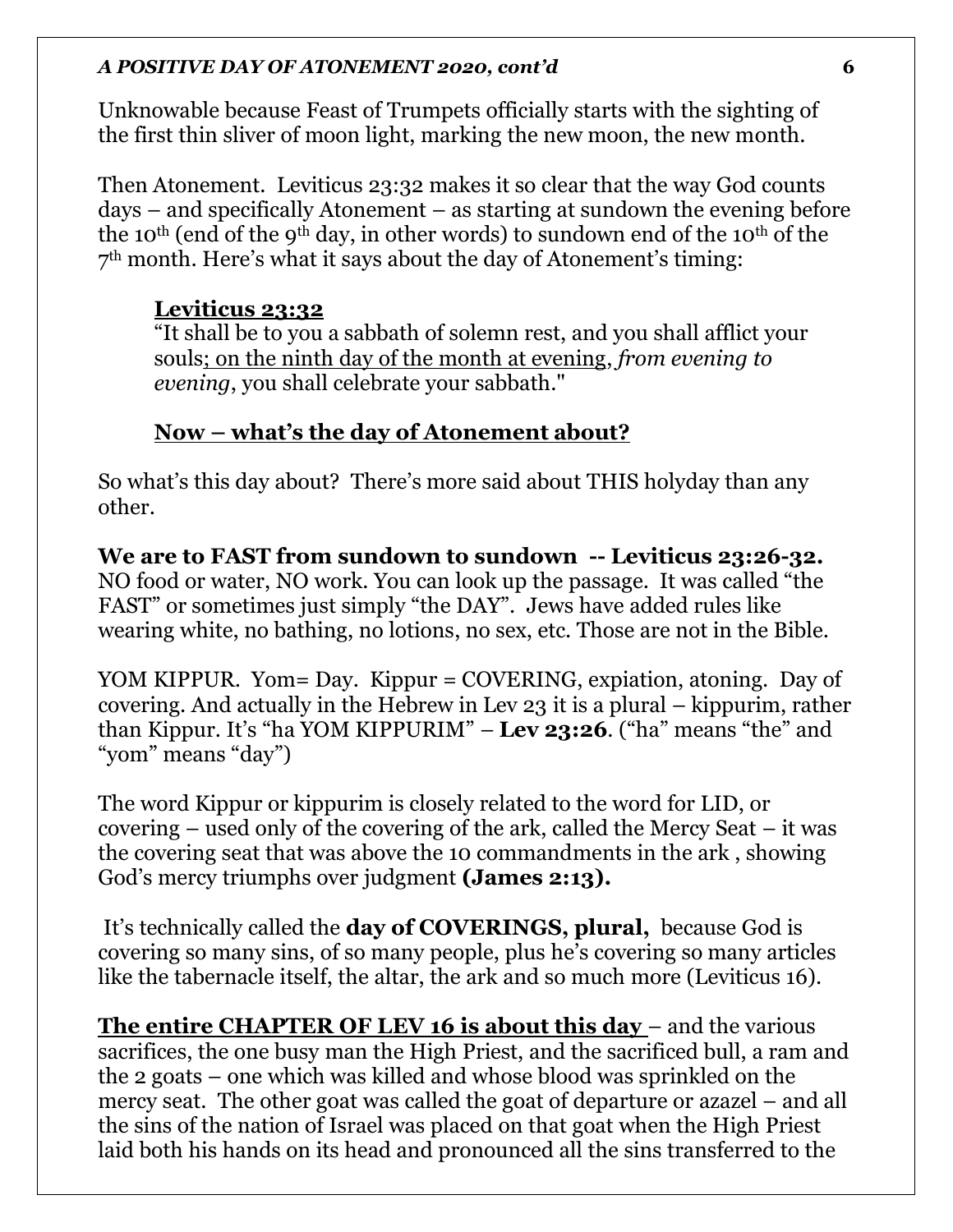Unknowable because Feast of Trumpets officially starts with the sighting of the first thin sliver of moon light, marking the new moon, the new month.

Then Atonement. Leviticus 23:32 makes it so clear that the way God counts days – and specifically Atonement – as starting at sundown the evening before the 10th (end of the 9th day, in other words) to sundown end of the 10th of the 7th month. Here's what it says about the day of Atonement's timing:

> **<u>Leviticus 23:32</u>**
> "It shall be to you a sabbath of solemn rest, and you shall afflict your souls<u>; on the ninth day of the month at evening</u>, *from evening to evening*, you shall celebrate your sabbath."

> **<u>Now – what's the day of Atonement about?</u>**

So what's this day about? There's more said about THIS holyday than any other.

**We are to FAST from sundown to sundown -- Leviticus 23:26-32.** NO food or water, NO work. You can look up the passage. It was called "the FAST" or sometimes just simply "the DAY". Jews have added rules like wearing white, no bathing, no lotions, no sex, etc. Those are not in the Bible.

YOM KIPPUR. Yom= Day. Kippur = COVERING, expiation, atoning. Day of covering. And actually in the Hebrew in Lev 23 it is a plural – kippurim, rather than Kippur. It's "ha YOM KIPPURIM" – **Lev 23:26**. ("ha" means "the" and "yom" means "day")

The word Kippur or kippurim is closely related to the word for LID, or covering – used only of the covering of the ark, called the Mercy Seat – it was the covering seat that was above the 10 commandments in the ark , showing God's mercy triumphs over judgment **(James 2:13).**

It's technically called the **day of COVERINGS, plural,** because God is covering so many sins, of so many people, plus he's covering so many articles like the tabernacle itself, the altar, the ark and so much more (Leviticus 16).

**<u>The entire CHAPTER OF LEV 16 is about this day</u>** – and the various sacrifices, the one busy man the High Priest, and the sacrificed bull, a ram and the 2 goats – one which was killed and whose blood was sprinkled on the mercy seat. The other goat was called the goat of departure or azazel – and all the sins of the nation of Israel was placed on that goat when the High Priest laid both his hands on its head and pronounced all the sins transferred to the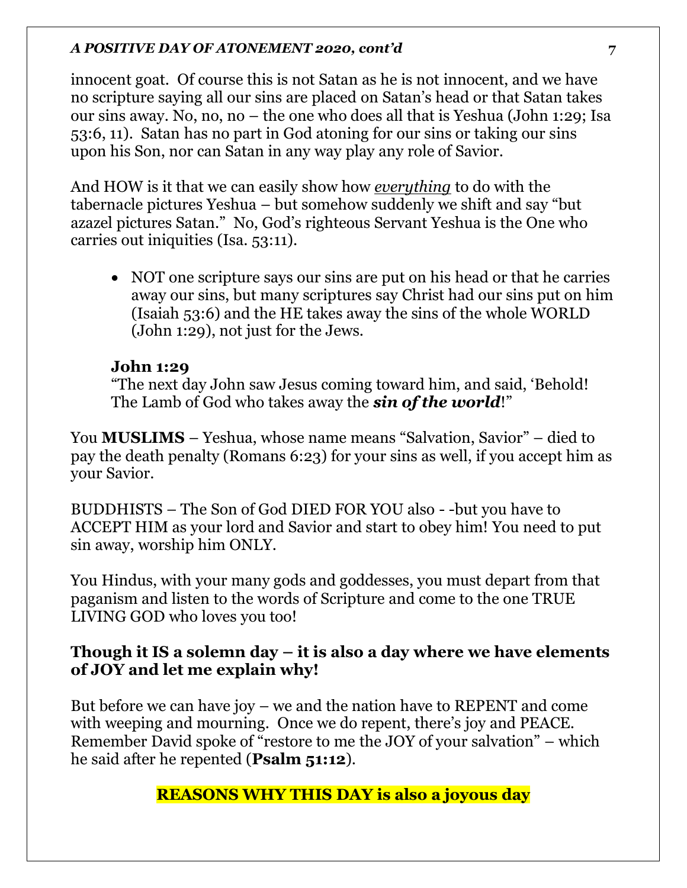innocent goat. Of course this is not Satan as he is not innocent, and we have no scripture saying all our sins are placed on Satan's head or that Satan takes our sins away. No, no, no – the one who does all that is Yeshua (John 1:29; Isa 53:6, 11). Satan has no part in God atoning for our sins or taking our sins upon his Son, nor can Satan in any way play any role of Savior.

And HOW is it that we can easily show how ***everything*** to do with the tabernacle pictures Yeshua – but somehow suddenly we shift and say "but azazel pictures Satan." No, God's righteous Servant Yeshua is the One who carries out iniquities (Isa. 53:11).

- NOT one scripture says our sins are put on his head or that he carries away our sins, but many scriptures say Christ had our sins put on him (Isaiah 53:6) and the HE takes away the sins of the whole WORLD (John 1:29), not just for the Jews.

  **John 1:29**
  "The next day John saw Jesus coming toward him, and said, 'Behold! The Lamb of God who takes away the ***sin of the world***!"

You **MUSLIMS** – Yeshua, whose name means "Salvation, Savior" – died to pay the death penalty (Romans 6:23) for your sins as well, if you accept him as your Savior.

BUDDHISTS – The Son of God DIED FOR YOU also - -but you have to ACCEPT HIM as your lord and Savior and start to obey him! You need to put sin away, worship him ONLY.

You Hindus, with your many gods and goddesses, you must depart from that paganism and listen to the words of Scripture and come to the one TRUE LIVING GOD who loves you too!

**Though it IS a solemn day – it is also a day where we have elements of JOY and let me explain why!**

But before we can have joy – we and the nation have to REPENT and come with weeping and mourning. Once we do repent, there's joy and PEACE. Remember David spoke of "restore to me the JOY of your salvation" – which he said after he repented (**Psalm 51:12**).

**REASONS WHY THIS DAY is also a joyous day**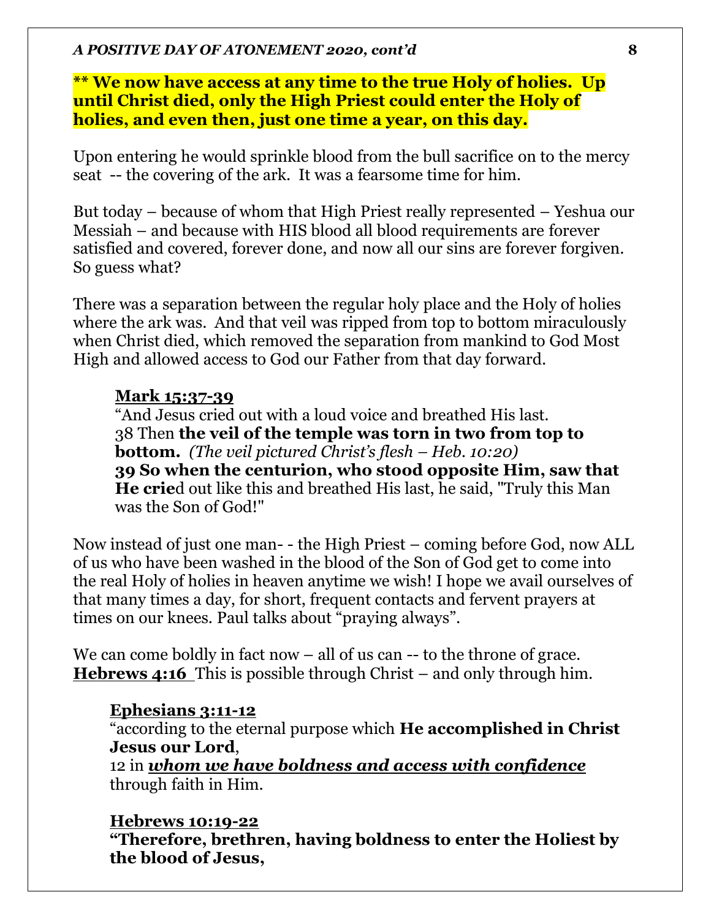**** We now have access at any time to the true Holy of holies. Up until Christ died, only the High Priest could enter the Holy of holies, and even then, just one time a year, on this day.**

Upon entering he would sprinkle blood from the bull sacrifice on to the mercy seat -- the covering of the ark. It was a fearsome time for him.

But today – because of whom that High Priest really represented – Yeshua our Messiah – and because with HIS blood all blood requirements are forever satisfied and covered, forever done, and now all our sins are forever forgiven. So guess what?

There was a separation between the regular holy place and the Holy of holies where the ark was. And that veil was ripped from top to bottom miraculously when Christ died, which removed the separation from mankind to God Most High and allowed access to God our Father from that day forward.

> **Mark 15:37-39**
> "And Jesus cried out with a loud voice and breathed His last.
> 38 Then **the veil of the temple was torn in two from top to bottom.** *(The veil pictured Christ's flesh – Heb. 10:20)*
> **39 So when the centurion, who stood opposite Him, saw that He crie**d out like this and breathed His last, he said, "Truly this Man was the Son of God!"

Now instead of just one man- - the High Priest – coming before God, now ALL of us who have been washed in the blood of the Son of God get to come into the real Holy of holies in heaven anytime we wish! I hope we avail ourselves of that many times a day, for short, frequent contacts and fervent prayers at times on our knees. Paul talks about "praying always".

We can come boldly in fact now – all of us can -- to the throne of grace. **Hebrews 4:16** This is possible through Christ – and only through him.

> **Ephesians 3:11-12**
> "according to the eternal purpose which **He accomplished in Christ Jesus our Lord**,
> 12 in ***whom we have boldness and access with confidence*** through faith in Him.

> **Hebrews 10:19-22**
> **"Therefore, brethren, having boldness to enter the Holiest by the blood of Jesus,**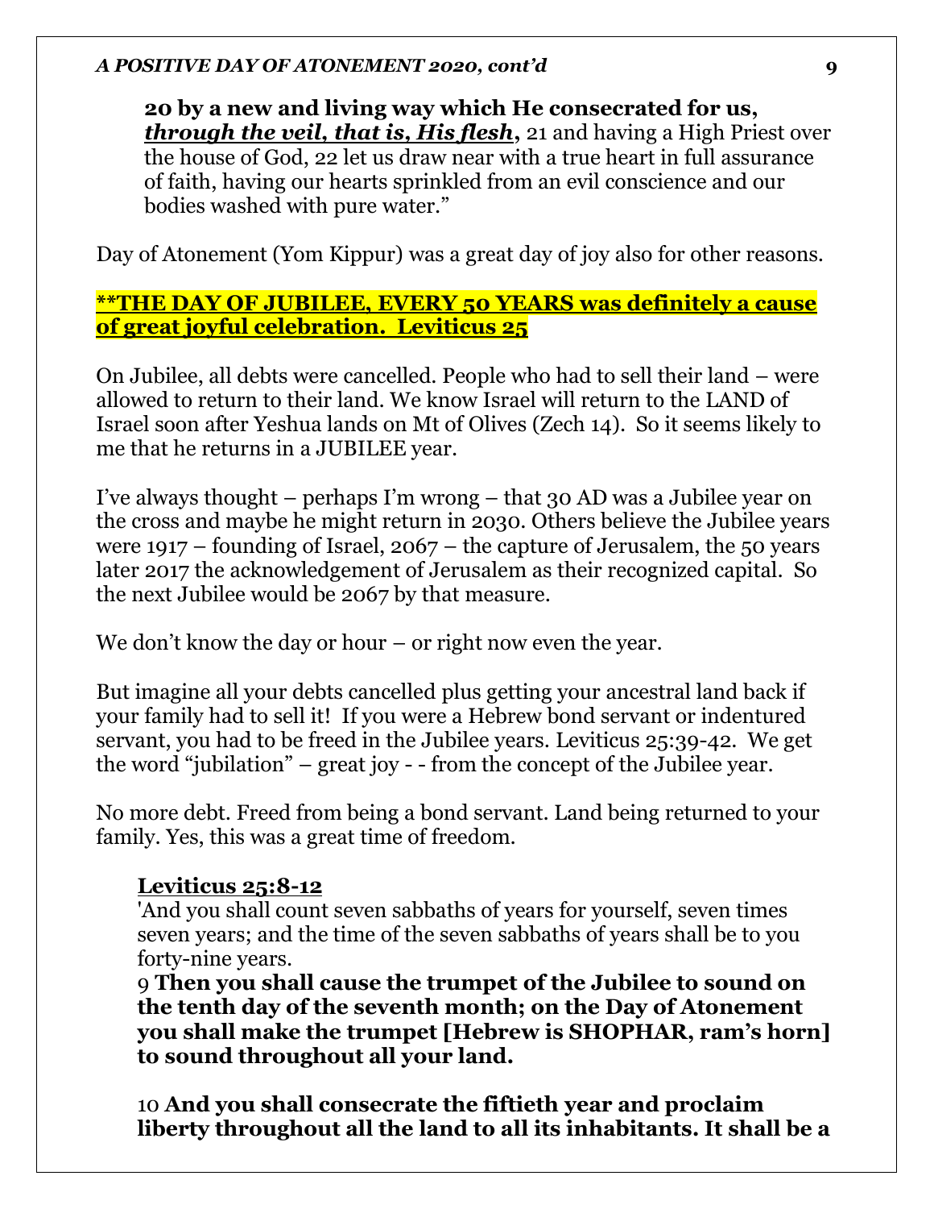**20 by a new and living way which He consecrated for us, *__through the veil, that is, His flesh__*,** 21 and having a High Priest over the house of God, 22 let us draw near with a true heart in full assurance of faith, having our hearts sprinkled from an evil conscience and our bodies washed with pure water."

Day of Atonement (Yom Kippur) was a great day of joy also for other reasons.

**__**THE DAY OF JUBILEE, EVERY 50 YEARS was definitely a cause of great joyful celebration. Leviticus 25__**

On Jubilee, all debts were cancelled. People who had to sell their land – were allowed to return to their land. We know Israel will return to the LAND of Israel soon after Yeshua lands on Mt of Olives (Zech 14). So it seems likely to me that he returns in a JUBILEE year.

I've always thought – perhaps I'm wrong – that 30 AD was a Jubilee year on the cross and maybe he might return in 2030. Others believe the Jubilee years were 1917 – founding of Israel, 2067 – the capture of Jerusalem, the 50 years later 2017 the acknowledgement of Jerusalem as their recognized capital. So the next Jubilee would be 2067 by that measure.

We don't know the day or hour – or right now even the year.

But imagine all your debts cancelled plus getting your ancestral land back if your family had to sell it! If you were a Hebrew bond servant or indentured servant, you had to be freed in the Jubilee years. Leviticus 25:39-42. We get the word "jubilation" – great joy - - from the concept of the Jubilee year.

No more debt. Freed from being a bond servant. Land being returned to your family. Yes, this was a great time of freedom.

> **__Leviticus 25:8-12__**
>
> 'And you shall count seven sabbaths of years for yourself, seven times seven years; and the time of the seven sabbaths of years shall be to you forty-nine years.
>
> 9 **Then you shall cause the trumpet of the Jubilee to sound on the tenth day of the seventh month; on the Day of Atonement you shall make the trumpet [Hebrew is SHOPHAR, ram's horn] to sound throughout all your land.**
>
> 10 **And you shall consecrate the fiftieth year and proclaim liberty throughout all the land to all its inhabitants. It shall be a**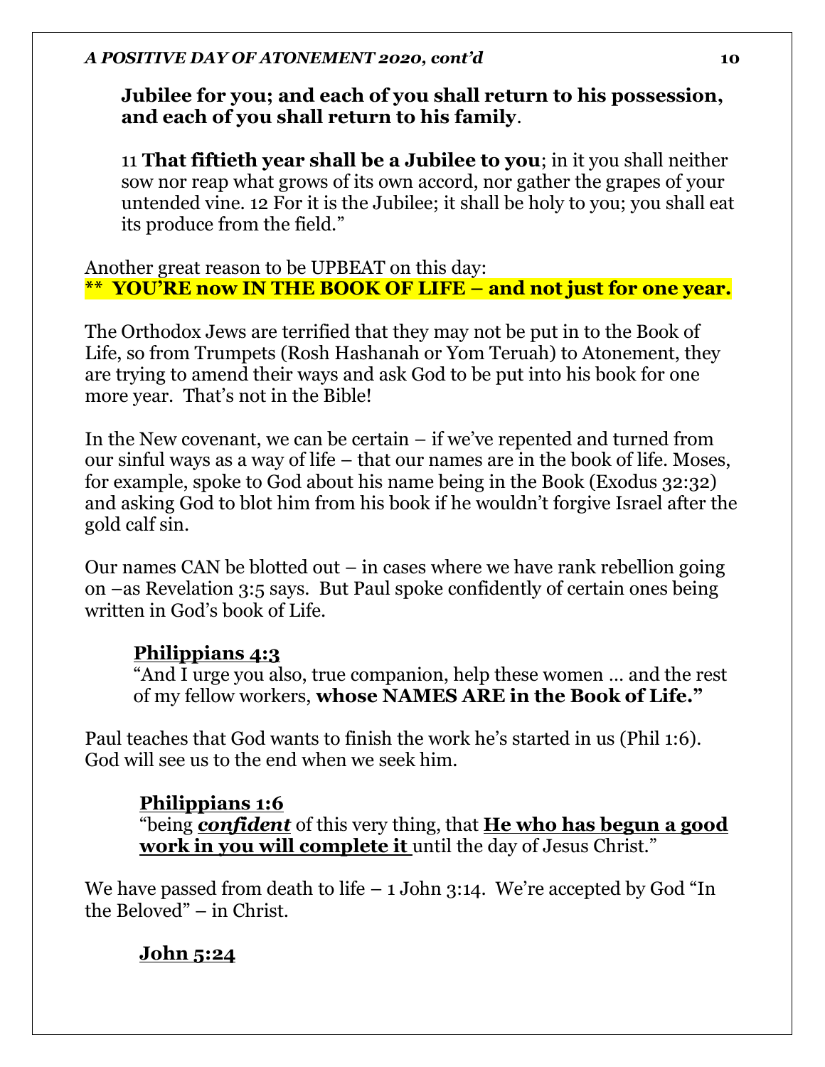**Jubilee for you; and each of you shall return to his possession, and each of you shall return to his family**.

11 **That fiftieth year shall be a Jubilee to you**; in it you shall neither sow nor reap what grows of its own accord, nor gather the grapes of your untended vine. 12 For it is the Jubilee; it shall be holy to you; you shall eat its produce from the field."

Another great reason to be UPBEAT on this day:
**** YOU'RE now IN THE BOOK OF LIFE – and not just for one year.**

The Orthodox Jews are terrified that they may not be put in to the Book of Life, so from Trumpets (Rosh Hashanah or Yom Teruah) to Atonement, they are trying to amend their ways and ask God to be put into his book for one more year. That's not in the Bible!

In the New covenant, we can be certain – if we've repented and turned from our sinful ways as a way of life – that our names are in the book of life. Moses, for example, spoke to God about his name being in the Book (Exodus 32:32) and asking God to blot him from his book if he wouldn't forgive Israel after the gold calf sin.

Our names CAN be blotted out – in cases where we have rank rebellion going on –as Revelation 3:5 says. But Paul spoke confidently of certain ones being written in God's book of Life.

**Philippians 4:3**
"And I urge you also, true companion, help these women … and the rest of my fellow workers, **whose NAMES ARE in the Book of Life."**

Paul teaches that God wants to finish the work he's started in us (Phil 1:6). God will see us to the end when we seek him.

**Philippians 1:6**
"being ***confident*** of this very thing, that **He who has begun a good work in you will complete it** until the day of Jesus Christ."

We have passed from death to life – 1 John 3:14. We're accepted by God "In the Beloved" – in Christ.

**John 5:24**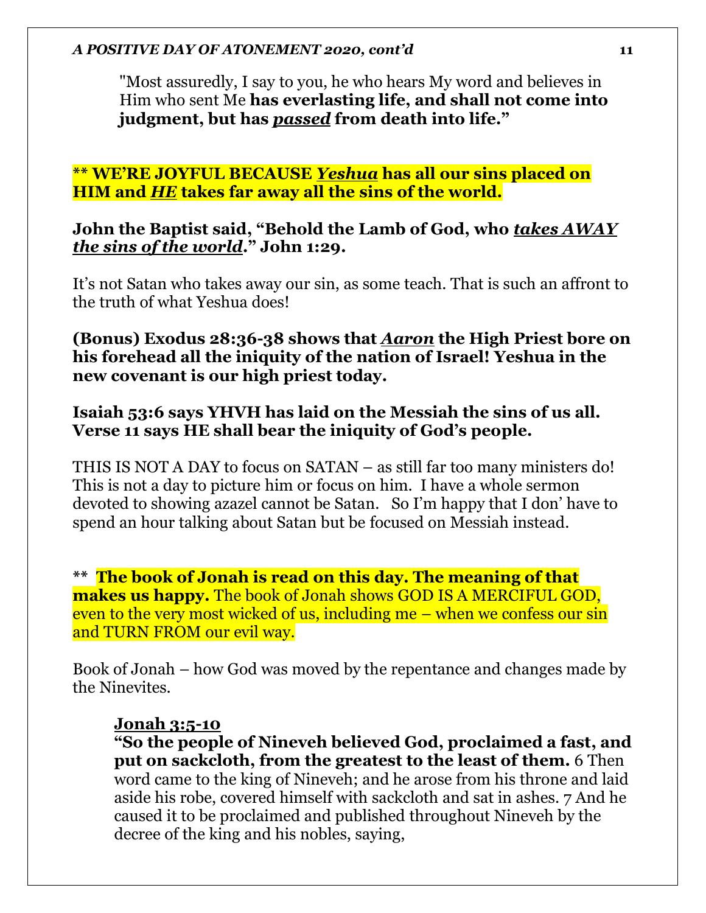"Most assuredly, I say to you, he who hears My word and believes in Him who sent Me **has everlasting life, and shall not come into judgment, but has *passed* from death into life."**

**** WE'RE JOYFUL BECAUSE *Yeshua* has all our sins placed on HIM and *HE* takes far away all the sins of the world.**

**John the Baptist said, "Behold the Lamb of God, who *takes AWAY the sins of the world*." John 1:29.**

It's not Satan who takes away our sin, as some teach. That is such an affront to the truth of what Yeshua does!

**(Bonus) Exodus 28:36-38 shows that *Aaron* the High Priest bore on his forehead all the iniquity of the nation of Israel! Yeshua in the new covenant is our high priest today.**

**Isaiah 53:6 says YHVH has laid on the Messiah the sins of us all. Verse 11 says HE shall bear the iniquity of God's people.**

THIS IS NOT A DAY to focus on SATAN – as still far too many ministers do! This is not a day to picture him or focus on him. I have a whole sermon devoted to showing azazel cannot be Satan. So I'm happy that I don' have to spend an hour talking about Satan but be focused on Messiah instead.

** **The book of Jonah is read on this day. The meaning of that makes us happy.** The book of Jonah shows GOD IS A MERCIFUL GOD, even to the very most wicked of us, including me – when we confess our sin and TURN FROM our evil way.

Book of Jonah – how God was moved by the repentance and changes made by the Ninevites.

> **Jonah 3:5-10**
> **"So the people of Nineveh believed God, proclaimed a fast, and put on sackcloth, from the greatest to the least of them.** 6 Then word came to the king of Nineveh; and he arose from his throne and laid aside his robe, covered himself with sackcloth and sat in ashes. 7 And he caused it to be proclaimed and published throughout Nineveh by the decree of the king and his nobles, saying,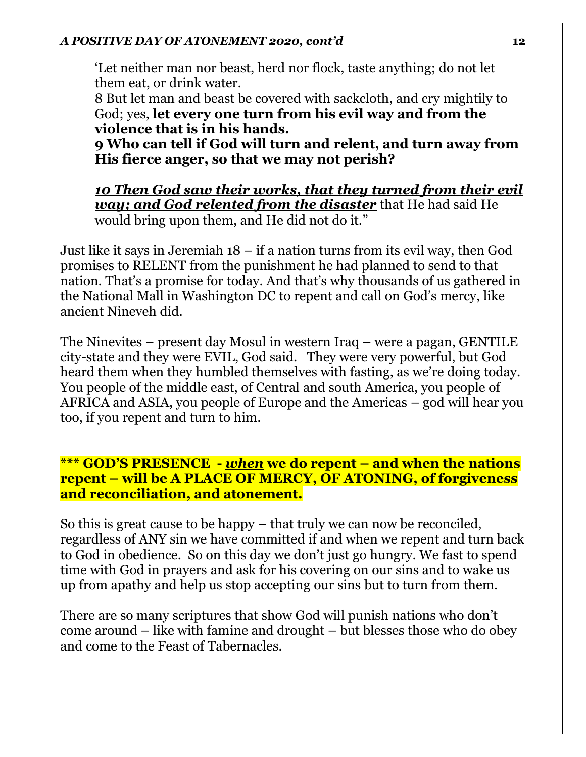‘Let neither man nor beast, herd nor flock, taste anything; do not let them eat, or drink water.
8 But let man and beast be covered with sackcloth, and cry mightily to God; yes, **let every one turn from his evil way and from the violence that is in his hands.**
**9 Who can tell if God will turn and relent, and turn away from His fierce anger, so that we may not perish?**

***10 Then God saw their works, that they turned from their evil way; and God relented from the disaster*** that He had said He would bring upon them, and He did not do it.”

Just like it says in Jeremiah 18 – if a nation turns from its evil way, then God promises to RELENT from the punishment he had planned to send to that nation. That’s a promise for today. And that’s why thousands of us gathered in the National Mall in Washington DC to repent and call on God’s mercy, like ancient Nineveh did.

The Ninevites – present day Mosul in western Iraq – were a pagan, GENTILE city-state and they were EVIL, God said. They were very powerful, but God heard them when they humbled themselves with fasting, as we’re doing today. You people of the middle east, of Central and south America, you people of AFRICA and ASIA, you people of Europe and the Americas – god will hear you too, if you repent and turn to him.

**\*\*\* GOD’S PRESENCE - *when* we do repent – and when the nations repent – will be A PLACE OF MERCY, OF ATONING, of forgiveness and reconciliation, and atonement.**

So this is great cause to be happy – that truly we can now be reconciled, regardless of ANY sin we have committed if and when we repent and turn back to God in obedience. So on this day we don’t just go hungry. We fast to spend time with God in prayers and ask for his covering on our sins and to wake us up from apathy and help us stop accepting our sins but to turn from them.

There are so many scriptures that show God will punish nations who don’t come around – like with famine and drought – but blesses those who do obey and come to the Feast of Tabernacles.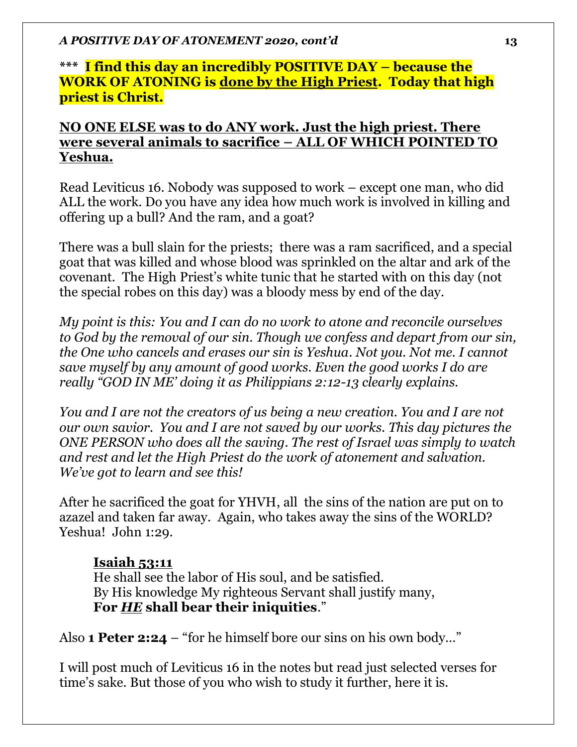**\*\*\*  I find this day an incredibly POSITIVE DAY – because the WORK OF ATONING is <u>done by the High Priest</u>.  Today that high priest is Christ.**

**<u>NO ONE ELSE was to do ANY work. Just the high priest. There were several animals to sacrifice – ALL OF WHICH POINTED TO Yeshua.</u>**

Read Leviticus 16. Nobody was supposed to work – except one man, who did ALL the work. Do you have any idea how much work is involved in killing and offering up a bull? And the ram, and a goat?

There was a bull slain for the priests;  there was a ram sacrificed, and a special goat that was killed and whose blood was sprinkled on the altar and ark of the covenant.  The High Priest's white tunic that he started with on this day (not the special robes on this day) was a bloody mess by end of the day.

*My point is this: You and I can do no work to atone and reconcile ourselves to God by the removal of our sin. Though we confess and depart from our sin, the One who cancels and erases our sin is Yeshua. Not you. Not me. I cannot save myself by any amount of good works. Even the good works I do are really "GOD IN ME' doing it as Philippians 2:12-13 clearly explains.*

*You and I are not the creators of us being a new creation. You and I are not our own savior.  You and I are not saved by our works. This day pictures the ONE PERSON who does all the saving. The rest of Israel was simply to watch and rest and let the High Priest do the work of atonement and salvation. We've got to learn and see this!*

After he sacrificed the goat for YHVH, all  the sins of the nation are put on to azazel and taken far away.  Again, who takes away the sins of the WORLD? Yeshua!  John 1:29.

> **<u>Isaiah 53:11</u>**
> He shall see the labor of His soul, and be satisfied.
> By His knowledge My righteous Servant shall justify many,
> **For *<u>HE</u>* shall bear their iniquities**."

Also **1 Peter 2:24** – "for he himself bore our sins on his own body…"

I will post much of Leviticus 16 in the notes but read just selected verses for time's sake. But those of you who wish to study it further, here it is.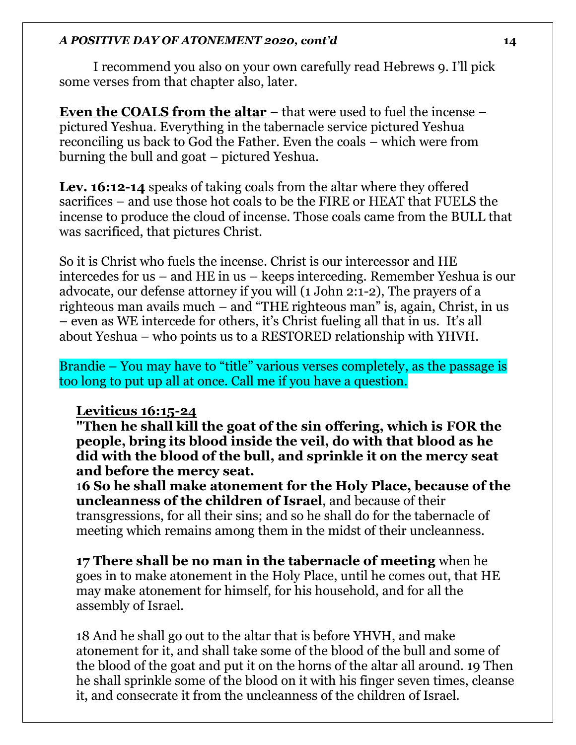I recommend you also on your own carefully read Hebrews 9. I'll pick some verses from that chapter also, later.

**Even the COALS from the altar** – that were used to fuel the incense – pictured Yeshua. Everything in the tabernacle service pictured Yeshua reconciling us back to God the Father. Even the coals – which were from burning the bull and goat – pictured Yeshua.

**Lev. 16:12-14** speaks of taking coals from the altar where they offered sacrifices – and use those hot coals to be the FIRE or HEAT that FUELS the incense to produce the cloud of incense. Those coals came from the BULL that was sacrificed, that pictures Christ.

So it is Christ who fuels the incense. Christ is our intercessor and HE intercedes for us – and HE in us – keeps interceding. Remember Yeshua is our advocate, our defense attorney if you will (1 John 2:1-2), The prayers of a righteous man avails much – and "THE righteous man" is, again, Christ, in us – even as WE intercede for others, it's Christ fueling all that in us. It's all about Yeshua – who points us to a RESTORED relationship with YHVH.

Brandie – You may have to "title" various verses completely, as the passage is too long to put up all at once. Call me if you have a question.

**Leviticus 16:15-24**

**"Then he shall kill the goat of the sin offering, which is FOR the people, bring its blood inside the veil, do with that blood as he did with the blood of the bull, and sprinkle it on the mercy seat and before the mercy seat.**

1**6 So he shall make atonement for the Holy Place, because of the uncleanness of the children of Israel**, and because of their transgressions, for all their sins; and so he shall do for the tabernacle of meeting which remains among them in the midst of their uncleanness.

**17 There shall be no man in the tabernacle of meeting** when he goes in to make atonement in the Holy Place, until he comes out, that HE may make atonement for himself, for his household, and for all the assembly of Israel.

18 And he shall go out to the altar that is before YHVH, and make atonement for it, and shall take some of the blood of the bull and some of the blood of the goat and put it on the horns of the altar all around. 19 Then he shall sprinkle some of the blood on it with his finger seven times, cleanse it, and consecrate it from the uncleanness of the children of Israel.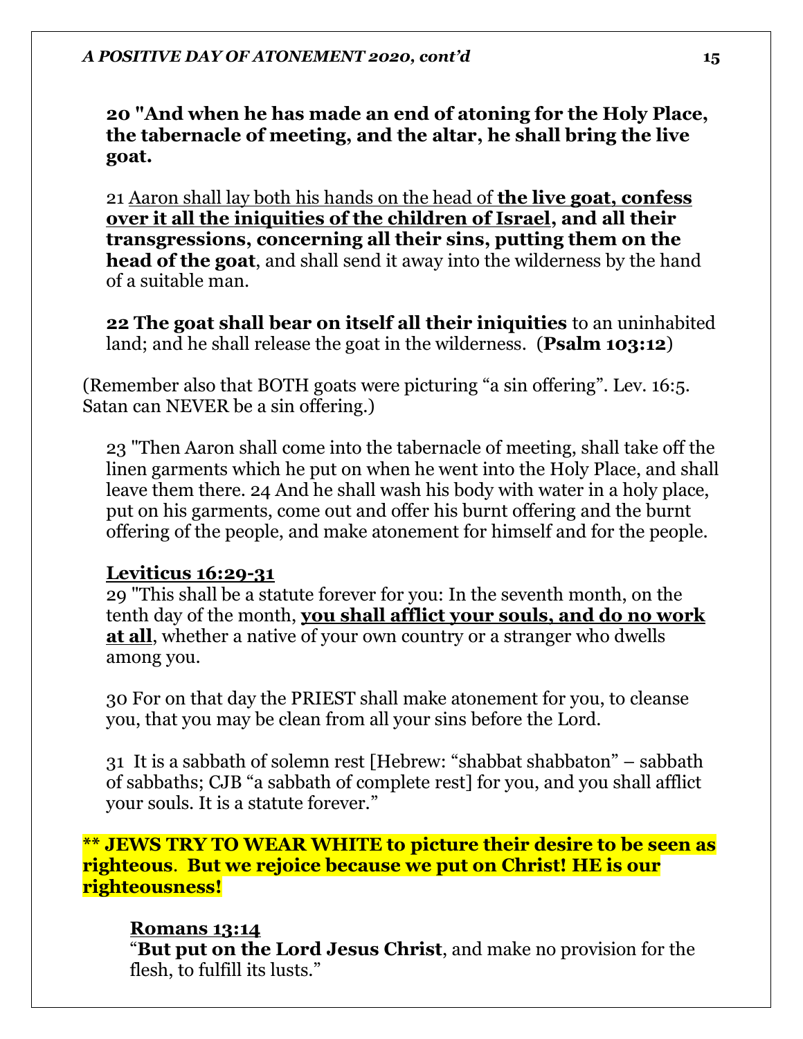**20 "And when he has made an end of atoning for the Holy Place, the tabernacle of meeting, and the altar, he shall bring the live goat.**

21 Aaron shall lay both his hands on the head of **the live goat, confess over it all the iniquities of the children of Israel, and all their transgressions, concerning all their sins, putting them on the head of the goat**, and shall send it away into the wilderness by the hand of a suitable man.

**22 The goat shall bear on itself all their iniquities** to an uninhabited land; and he shall release the goat in the wilderness. (**Psalm 103:12**)

(Remember also that BOTH goats were picturing "a sin offering". Lev. 16:5. Satan can NEVER be a sin offering.)

23 "Then Aaron shall come into the tabernacle of meeting, shall take off the linen garments which he put on when he went into the Holy Place, and shall leave them there. 24 And he shall wash his body with water in a holy place, put on his garments, come out and offer his burnt offering and the burnt offering of the people, and make atonement for himself and for the people.

**Leviticus 16:29-31**

29 "This shall be a statute forever for you: In the seventh month, on the tenth day of the month, **you shall afflict your souls, and do no work at all**, whether a native of your own country or a stranger who dwells among you.

30 For on that day the PRIEST shall make atonement for you, to cleanse you, that you may be clean from all your sins before the Lord.

31 It is a sabbath of solemn rest [Hebrew: "shabbat shabbaton" – sabbath of sabbaths; CJB "a sabbath of complete rest] for you, and you shall afflict your souls. It is a statute forever."

**\*\* JEWS TRY TO WEAR WHITE to picture their desire to be seen as righteous. But we rejoice because we put on Christ! HE is our righteousness!**

**Romans 13:14**

"**But put on the Lord Jesus Christ**, and make no provision for the flesh, to fulfill its lusts."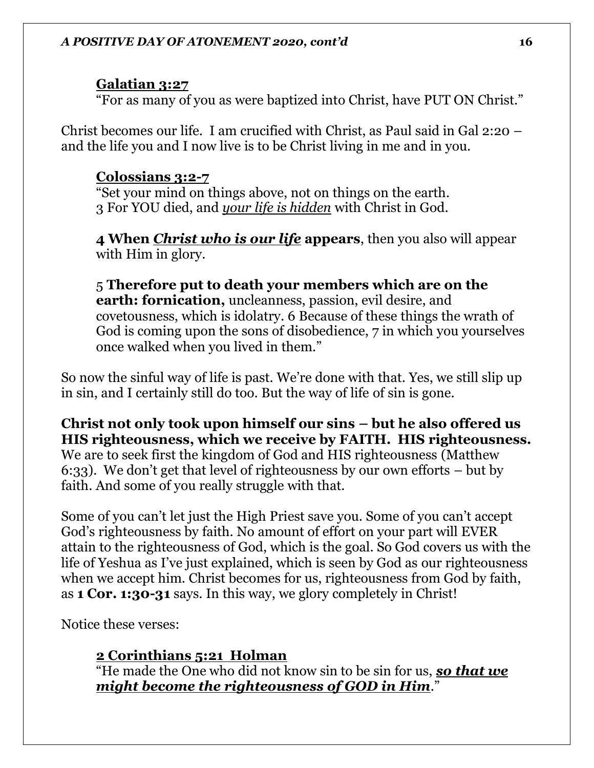**Galatian 3:27**

"For as many of you as were baptized into Christ, have PUT ON Christ."

Christ becomes our life. I am crucified with Christ, as Paul said in Gal 2:20 – and the life you and I now live is to be Christ living in me and in you.

**Colossians 3:2-7**

"Set your mind on things above, not on things on the earth.
3 For YOU died, and ***your life is hidden*** with Christ in God.

**4 When *Christ who is our life* appears**, then you also will appear with Him in glory.

5 **Therefore put to death your members which are on the earth: fornication,** uncleanness, passion, evil desire, and covetousness, which is idolatry. 6 Because of these things the wrath of God is coming upon the sons of disobedience, 7 in which you yourselves once walked when you lived in them."

So now the sinful way of life is past. We're done with that. Yes, we still slip up in sin, and I certainly still do too. But the way of life of sin is gone.

**Christ not only took upon himself our sins – but he also offered us HIS righteousness, which we receive by FAITH. HIS righteousness.** We are to seek first the kingdom of God and HIS righteousness (Matthew 6:33). We don't get that level of righteousness by our own efforts – but by faith. And some of you really struggle with that.

Some of you can't let just the High Priest save you. Some of you can't accept God's righteousness by faith. No amount of effort on your part will EVER attain to the righteousness of God, which is the goal. So God covers us with the life of Yeshua as I've just explained, which is seen by God as our righteousness when we accept him. Christ becomes for us, righteousness from God by faith, as **1 Cor. 1:30-31** says. In this way, we glory completely in Christ!

Notice these verses:

**2 Corinthians 5:21 Holman**

"He made the One who did not know sin to be sin for us, ***so that we might become the righteousness of GOD in Him***."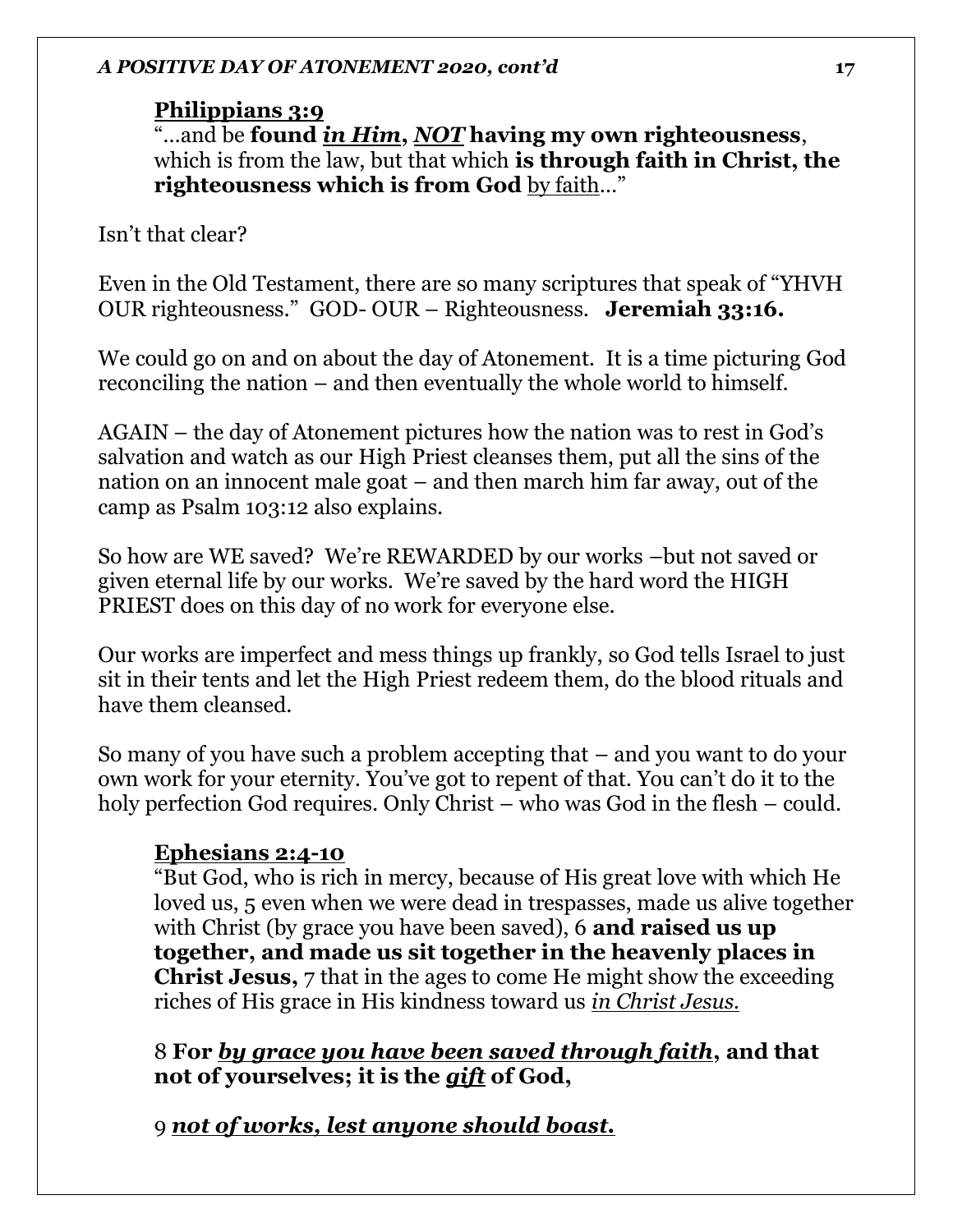**<u>Philippians 3:9</u>**
"…and be **found *<u>in Him</u>*, *<u>NOT</u>* having my own righteousness**, which is from the law, but that which **is through faith in Christ, the righteousness which is from God** <u>by faith</u>…"

Isn't that clear?

Even in the Old Testament, there are so many scriptures that speak of "YHVH OUR righteousness." GOD- OUR – Righteousness. **Jeremiah 33:16.**

We could go on and on about the day of Atonement. It is a time picturing God reconciling the nation – and then eventually the whole world to himself.

AGAIN – the day of Atonement pictures how the nation was to rest in God's salvation and watch as our High Priest cleanses them, put all the sins of the nation on an innocent male goat – and then march him far away, out of the camp as Psalm 103:12 also explains.

So how are WE saved? We're REWARDED by our works –but not saved or given eternal life by our works. We're saved by the hard word the HIGH PRIEST does on this day of no work for everyone else.

Our works are imperfect and mess things up frankly, so God tells Israel to just sit in their tents and let the High Priest redeem them, do the blood rituals and have them cleansed.

So many of you have such a problem accepting that – and you want to do your own work for your eternity. You've got to repent of that. You can't do it to the holy perfection God requires. Only Christ – who was God in the flesh – could.

**<u>Ephesians 2:4-10</u>**
"But God, who is rich in mercy, because of His great love with which He loved us, 5 even when we were dead in trespasses, made us alive together with Christ (by grace you have been saved), 6 **and raised us up together, and made us sit together in the heavenly places in Christ Jesus,** 7 that in the ages to come He might show the exceeding riches of His grace in His kindness toward us *<u>in Christ Jesus.</u>*

8 **For *<u>by grace you have been saved through faith</u>*, and that not of yourselves; it is the *<u>gift</u>* of God,**

9 ***<u>not of works, lest anyone should boast.</u>***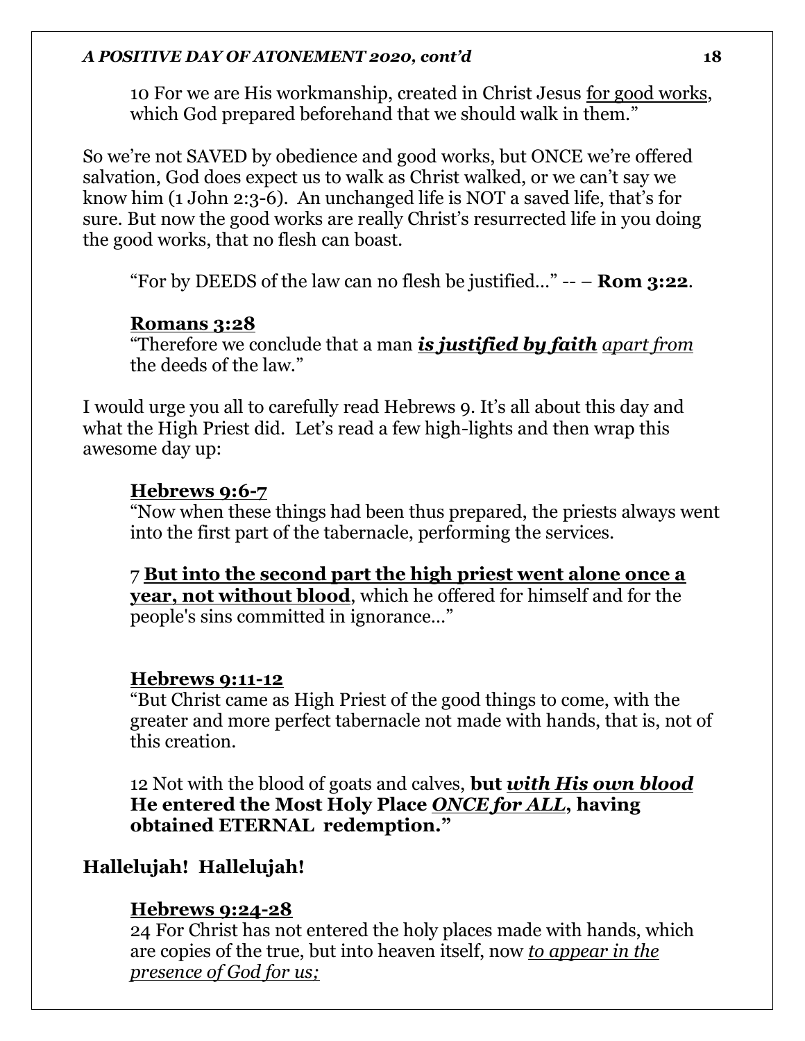10 For we are His workmanship, created in Christ Jesus <u>for good works</u>, which God prepared beforehand that we should walk in them."

So we're not SAVED by obedience and good works, but ONCE we're offered salvation, God does expect us to walk as Christ walked, or we can't say we know him (1 John 2:3-6). An unchanged life is NOT a saved life, that's for sure. But now the good works are really Christ's resurrected life in you doing the good works, that no flesh can boast.

"For by DEEDS of the law can no flesh be justified…" -- – **Rom 3:22**.

**<u>Romans 3:28</u>**
"Therefore we conclude that a man ***<u>is justified by faith</u>*** *<u>apart from</u>* the deeds of the law."

I would urge you all to carefully read Hebrews 9. It's all about this day and what the High Priest did. Let's read a few high-lights and then wrap this awesome day up:

**<u>Hebrews 9:6-7</u>**
"Now when these things had been thus prepared, the priests always went into the first part of the tabernacle, performing the services.

7 **<u>But into the second part the high priest went alone once a year, not without blood</u>**, which he offered for himself and for the people's sins committed in ignorance…"

**<u>Hebrews 9:11-12</u>**
"But Christ came as High Priest of the good things to come, with the greater and more perfect tabernacle not made with hands, that is, not of this creation.

12 Not with the blood of goats and calves, **but *<u>with His own blood</u>* He entered the Most Holy Place *<u>ONCE for ALL</u>*, having obtained ETERNAL redemption."**

**Hallelujah! Hallelujah!**

**<u>Hebrews 9:24-28</u>**
24 For Christ has not entered the holy places made with hands, which are copies of the true, but into heaven itself, now *<u>to appear in the presence of God for us;</u>*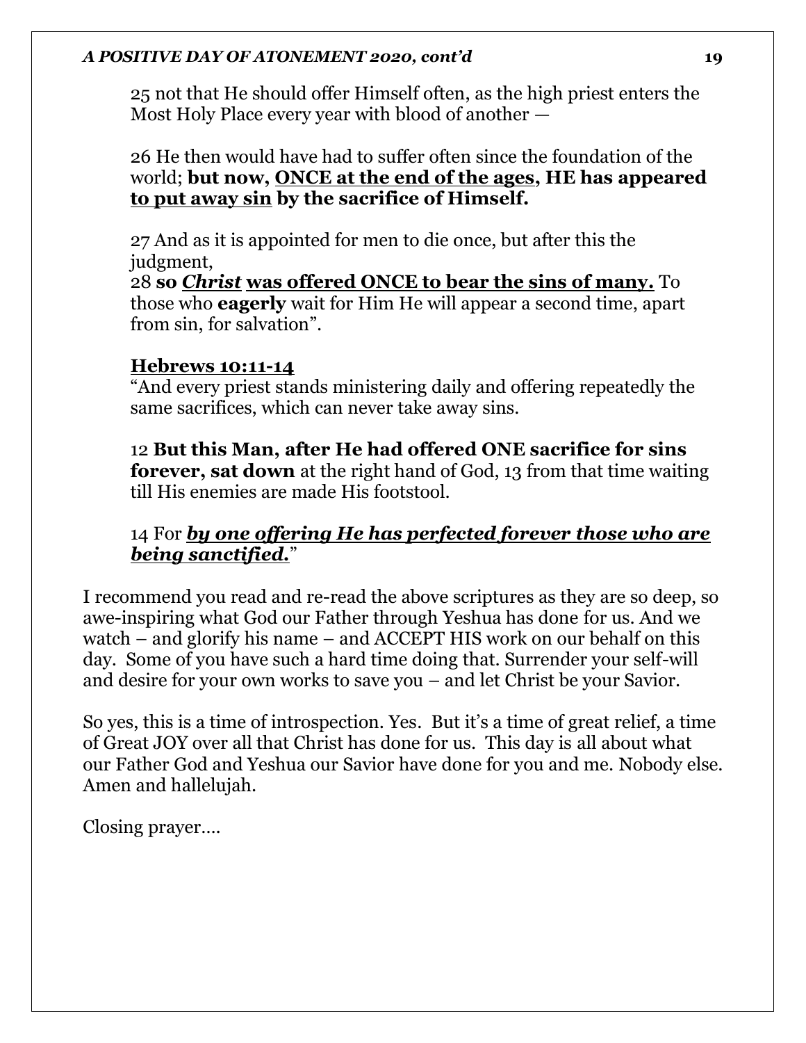25 not that He should offer Himself often, as the high priest enters the Most Holy Place every year with blood of another —

26 He then would have had to suffer often since the foundation of the world; **but now, <u>ONCE at the end of the ages</u>, HE has appeared <u>to put away sin</u> by the sacrifice of Himself.**

27 And as it is appointed for men to die once, but after this the judgment,
28 **so <u>*Christ*</u> <u>was offered ONCE to bear the sins of many.</u>** To those who **eagerly** wait for Him He will appear a second time, apart from sin, for salvation".

**<u>Hebrews 10:11-14</u>**
"And every priest stands ministering daily and offering repeatedly the same sacrifices, which can never take away sins.

12 **But this Man, after He had offered ONE sacrifice for sins forever, sat down** at the right hand of God, 13 from that time waiting till His enemies are made His footstool.

14 For ***<u>by one offering He has perfected forever those who are being sanctified.</u>***"

I recommend you read and re-read the above scriptures as they are so deep, so awe-inspiring what God our Father through Yeshua has done for us. And we watch – and glorify his name – and ACCEPT HIS work on our behalf on this day. Some of you have such a hard time doing that. Surrender your self-will and desire for your own works to save you – and let Christ be your Savior.

So yes, this is a time of introspection. Yes. But it's a time of great relief, a time of Great JOY over all that Christ has done for us. This day is all about what our Father God and Yeshua our Savior have done for you and me. Nobody else. Amen and hallelujah.

Closing prayer….